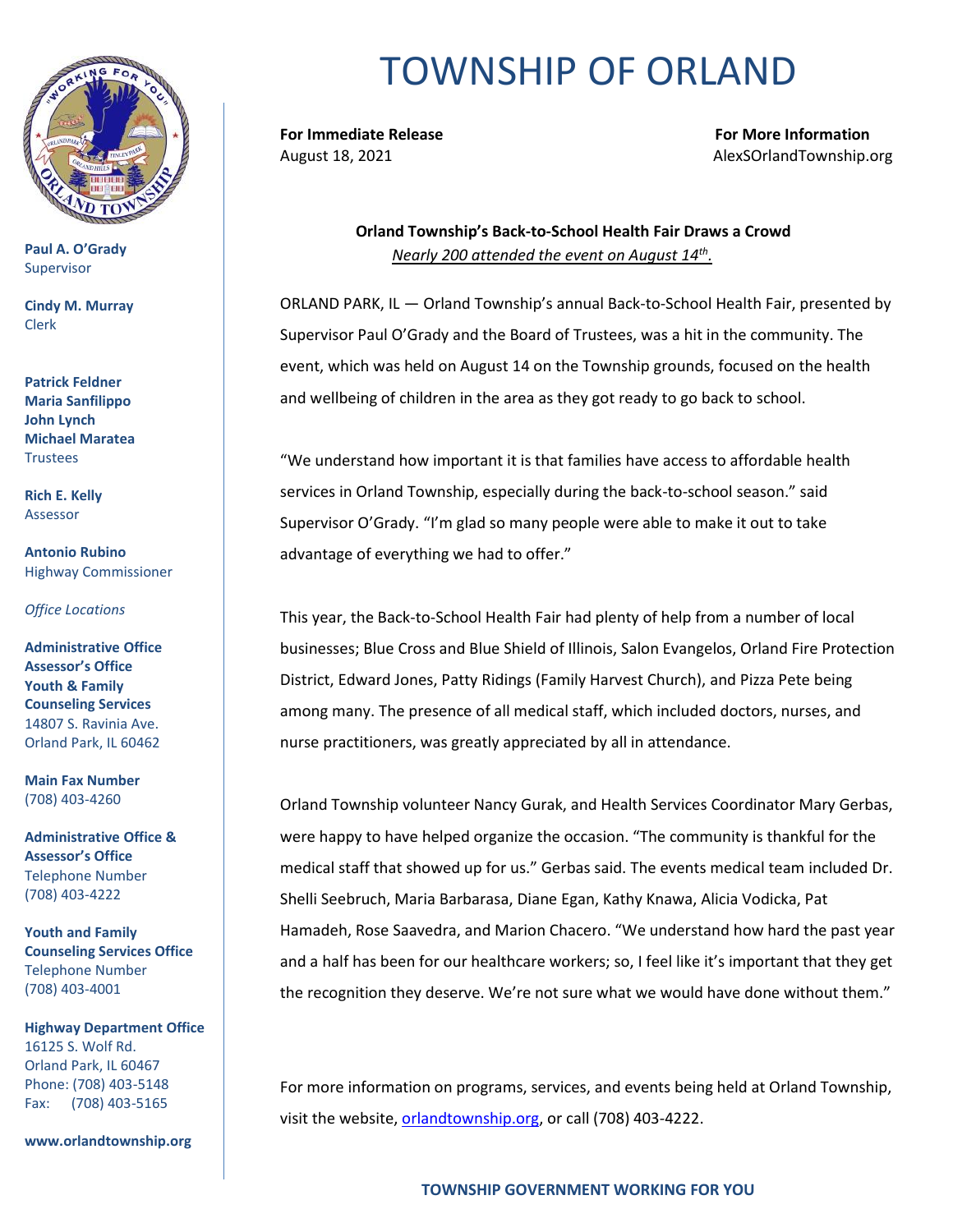# TOWNSHIP OF ORLAND

**Paul A. O'Grady**
Supervisor

**Cindy M. Murray**
Clerk

**Patrick Feldner**
**Maria Sanfilippo**
**John Lynch**
**Michael Maratea**
Trustees

**Rich E. Kelly**
Assessor

**Antonio Rubino**
Highway Commissioner

*Office Locations*

**Administrative Office**
**Assessor's Office**
**Youth & Family Counseling Services**
14807 S. Ravinia Ave.
Orland Park, IL 60462

**Main Fax Number**
(708) 403-4260

**Administrative Office & Assessor's Office**
Telephone Number
(708) 403-4222

**Youth and Family Counseling Services Office**
Telephone Number
(708) 403-4001

**Highway Department Office**
16125 S. Wolf Rd.
Orland Park, IL 60467
Phone: (708) 403-5148
Fax: (708) 403-5165

**www.orlandtownship.org**

---

**For Immediate Release**
August 18, 2021

**For More Information**
AlexSOrlandTownship.org

**Orland Township's Back-to-School Health Fair Draws a Crowd**

*Nearly 200 attended the event on August 14th.*

ORLAND PARK, IL — Orland Township's annual Back-to-School Health Fair, presented by Supervisor Paul O'Grady and the Board of Trustees, was a hit in the community. The event, which was held on August 14 on the Township grounds, focused on the health and wellbeing of children in the area as they got ready to go back to school.

"We understand how important it is that families have access to affordable health services in Orland Township, especially during the back-to-school season." said Supervisor O'Grady. "I'm glad so many people were able to make it out to take advantage of everything we had to offer."

This year, the Back-to-School Health Fair had plenty of help from a number of local businesses; Blue Cross and Blue Shield of Illinois, Salon Evangelos, Orland Fire Protection District, Edward Jones, Patty Ridings (Family Harvest Church), and Pizza Pete being among many. The presence of all medical staff, which included doctors, nurses, and nurse practitioners, was greatly appreciated by all in attendance.

Orland Township volunteer Nancy Gurak, and Health Services Coordinator Mary Gerbas, were happy to have helped organize the occasion. "The community is thankful for the medical staff that showed up for us." Gerbas said. The events medical team included Dr. Shelli Seebruch, Maria Barbarasa, Diane Egan, Kathy Knawa, Alicia Vodicka, Pat Hamadeh, Rose Saavedra, and Marion Chacero. "We understand how hard the past year and a half has been for our healthcare workers; so, I feel like it's important that they get the recognition they deserve. We're not sure what we would have done without them."

For more information on programs, services, and events being held at Orland Township, visit the website, [orlandtownship.org](orlandtownship.org), or call (708) 403-4222.

**TOWNSHIP GOVERNMENT WORKING FOR YOU**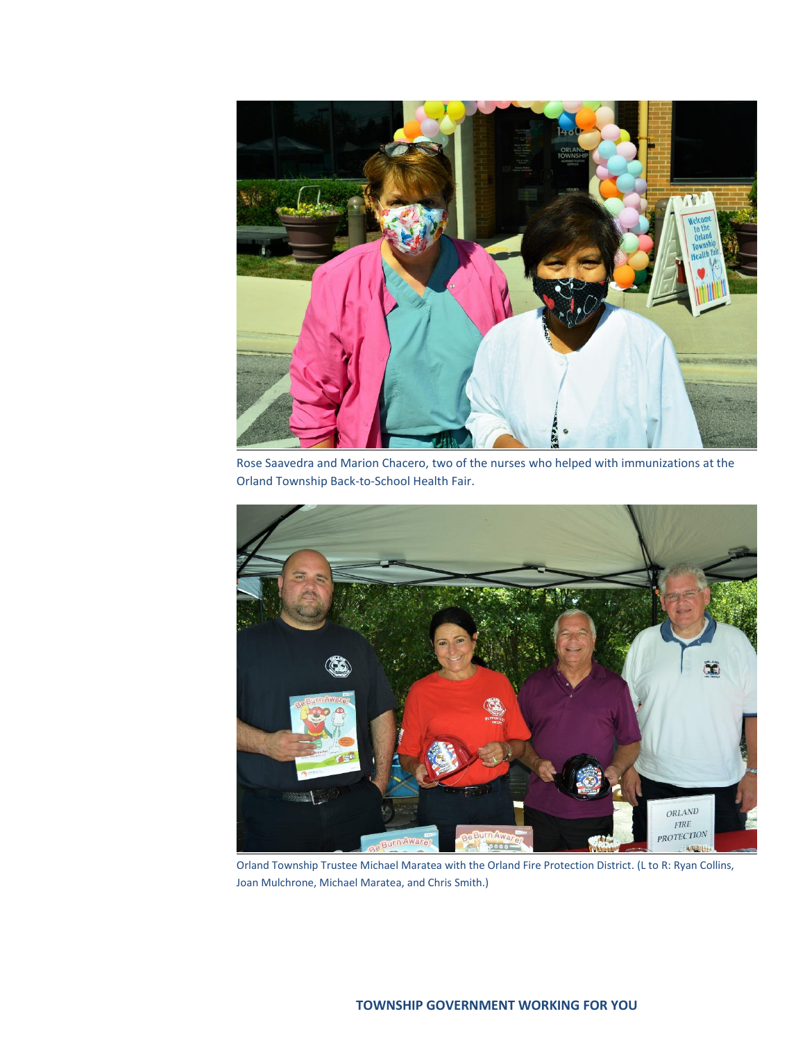Rose Saavedra and Marion Chacero, two of the nurses who helped with immunizations at the Orland Township Back-to-School Health Fair.

Orland Township Trustee Michael Maratea with the Orland Fire Protection District. (L to R: Ryan Collins, Joan Mulchrone, Michael Maratea, and Chris Smith.)

**TOWNSHIP GOVERNMENT WORKING FOR YOU**